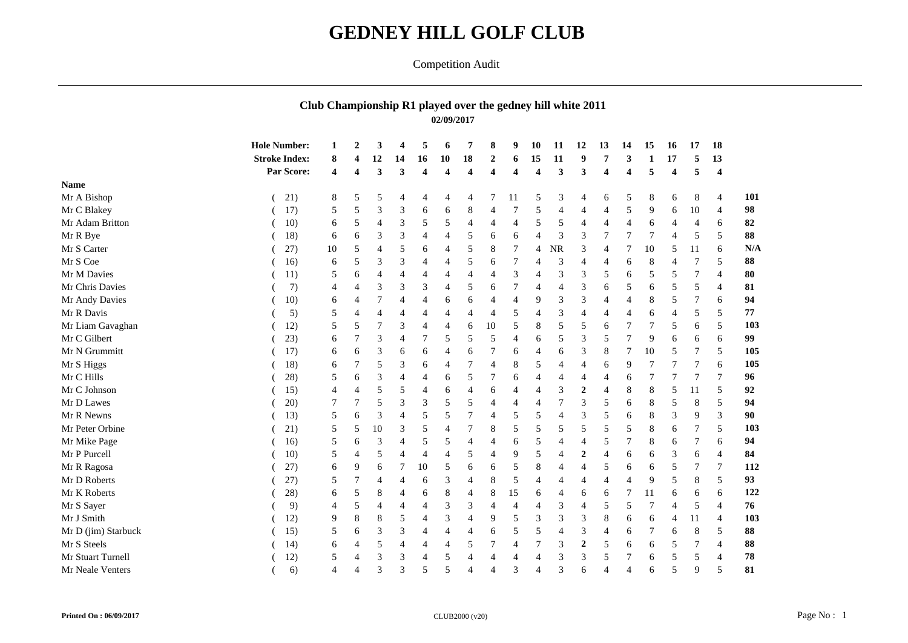# GEDNEY HILL GOLF CLUB

Competition Audit

## Club Championship R1 played over the gedney hill white 2011

**02/09/2017**

| Name | Hole Number: | 1 | 2 | 3 | 4 | 5 | 6 | 7 | 8 | 9 | 10 | 11 | 12 | 13 | 14 | 15 | 16 | 17 | 18 | |
|---|---|---|---|---|---|---|---|---|---|---|---|---|---|---|---|---|---|---|---|---|
| | Stroke Index: | 8 | 4 | 12 | 14 | 16 | 10 | 18 | 2 | 6 | 15 | 11 | 9 | 7 | 3 | 1 | 17 | 5 | 13 | |
| | Par Score: | 4 | 4 | 3 | 3 | 4 | 4 | 4 | 4 | 4 | 4 | 3 | 3 | 4 | 4 | 5 | 4 | 5 | 4 | |
| Mr A Bishop | ( 21) | 8 | 5 | 5 | 4 | 4 | 4 | 4 | 7 | 11 | 5 | 3 | 4 | 6 | 5 | 8 | 6 | 8 | 4 | **101** |
| Mr C Blakey | ( 17) | 5 | 5 | 3 | 3 | 6 | 6 | 8 | 4 | 7 | 5 | 4 | 4 | 4 | 5 | 9 | 6 | 10 | 4 | **98** |
| Mr Adam Britton | ( 10) | 6 | 5 | 4 | 3 | 5 | 5 | 4 | 4 | 4 | 5 | 5 | 4 | 4 | 4 | 6 | 4 | 4 | 6 | **82** |
| Mr R Bye | ( 18) | 6 | 6 | 3 | 3 | 4 | 4 | 5 | 6 | 6 | 4 | 3 | 3 | 7 | 7 | 7 | 4 | 5 | 5 | **88** |
| Mr S Carter | ( 27) | 10 | 5 | 4 | 5 | 6 | 4 | 5 | 8 | 7 | 4 | NR | 3 | 4 | 7 | 10 | 5 | 11 | 6 | **N/A** |
| Mr S Coe | ( 16) | 6 | 5 | 3 | 3 | 4 | 4 | 5 | 6 | 7 | 4 | 3 | 4 | 4 | 6 | 8 | 4 | 7 | 5 | **88** |
| Mr M Davies | ( 11) | 5 | 6 | 4 | 4 | 4 | 4 | 4 | 4 | 3 | 4 | 3 | 3 | 5 | 6 | 5 | 5 | 7 | 4 | **80** |
| Mr Chris Davies | ( 7) | 4 | 4 | 3 | 3 | 3 | 4 | 5 | 6 | 7 | 4 | 4 | 3 | 6 | 5 | 6 | 5 | 5 | 4 | **81** |
| Mr Andy Davies | ( 10) | 6 | 4 | 7 | 4 | 4 | 6 | 6 | 4 | 4 | 9 | 3 | 3 | 4 | 4 | 8 | 5 | 7 | 6 | **94** |
| Mr R Davis | ( 5) | 5 | 4 | 4 | 4 | 4 | 4 | 4 | 4 | 5 | 4 | 3 | 4 | 4 | 4 | 6 | 4 | 5 | 5 | **77** |
| Mr Liam Gavaghan | ( 12) | 5 | 5 | 7 | 3 | 4 | 4 | 6 | 10 | 5 | 8 | 5 | 5 | 6 | 7 | 7 | 5 | 6 | 5 | **103** |
| Mr C Gilbert | ( 23) | 6 | 7 | 3 | 4 | 7 | 5 | 5 | 5 | 4 | 6 | 5 | 3 | 5 | 7 | 9 | 6 | 6 | 6 | **99** |
| Mr N Grummitt | ( 17) | 6 | 6 | 3 | 6 | 6 | 4 | 6 | 7 | 6 | 4 | 6 | 3 | 8 | 7 | 10 | 5 | 7 | 5 | **105** |
| Mr S Higgs | ( 18) | 6 | 7 | 5 | 3 | 6 | 4 | 7 | 4 | 8 | 5 | 4 | 4 | 6 | 9 | 7 | 7 | 7 | 6 | **105** |
| Mr C Hills | ( 28) | 5 | 6 | 3 | 4 | 4 | 6 | 5 | 7 | 6 | 4 | 4 | 4 | 4 | 6 | 7 | 7 | 7 | 7 | **96** |
| Mr C Johnson | ( 15) | 4 | 4 | 5 | 5 | 4 | 6 | 4 | 6 | 4 | 4 | 3 | **2** | 4 | 8 | 8 | 5 | 11 | 5 | **92** |
| Mr D Lawes | ( 20) | 7 | 7 | 5 | 3 | 3 | 5 | 5 | 4 | 4 | 4 | 7 | 3 | 5 | 6 | 8 | 5 | 8 | 5 | **94** |
| Mr R Newns | ( 13) | 5 | 6 | 3 | 4 | 5 | 5 | 7 | 4 | 5 | 5 | 4 | 3 | 5 | 6 | 8 | 3 | 9 | 3 | **90** |
| Mr Peter Orbine | ( 21) | 5 | 5 | 10 | 3 | 5 | 4 | 7 | 8 | 5 | 5 | 5 | 5 | 5 | 5 | 8 | 6 | 7 | 5 | **103** |
| Mr Mike Page | ( 16) | 5 | 6 | 3 | 4 | 5 | 5 | 4 | 4 | 6 | 5 | 4 | 4 | 5 | 7 | 8 | 6 | 7 | 6 | **94** |
| Mr P Purcell | ( 10) | 5 | 4 | 5 | 4 | 4 | 4 | 5 | 4 | 9 | 5 | 4 | **2** | 4 | 6 | 6 | 3 | 6 | 4 | **84** |
| Mr R Ragosa | ( 27) | 6 | 9 | 6 | 7 | 10 | 5 | 6 | 6 | 5 | 8 | 4 | 4 | 5 | 6 | 6 | 5 | 7 | 7 | **112** |
| Mr D Roberts | ( 27) | 5 | 7 | 4 | 4 | 6 | 3 | 4 | 8 | 5 | 4 | 4 | 4 | 4 | 4 | 9 | 5 | 8 | 5 | **93** |
| Mr K Roberts | ( 28) | 6 | 5 | 8 | 4 | 6 | 8 | 4 | 8 | 15 | 6 | 4 | 6 | 6 | 7 | 11 | 6 | 6 | 6 | **122** |
| Mr S Sayer | ( 9) | 4 | 5 | 4 | 4 | 4 | 3 | 3 | 4 | 4 | 4 | 3 | 4 | 5 | 5 | 7 | 4 | 5 | 4 | **76** |
| Mr J Smith | ( 12) | 9 | 8 | 8 | 5 | 4 | 3 | 4 | 9 | 5 | 3 | 3 | 3 | 8 | 6 | 6 | 4 | 11 | 4 | **103** |
| Mr D (jim) Starbuck | ( 15) | 5 | 6 | 3 | 3 | 4 | 4 | 4 | 6 | 5 | 5 | 4 | 3 | 4 | 6 | 7 | 6 | 8 | 5 | **88** |
| Mr S Steels | ( 14) | 6 | 4 | 5 | 4 | 4 | 4 | 5 | 7 | 4 | 7 | 3 | **2** | 5 | 6 | 6 | 5 | 7 | 4 | **88** |
| Mr Stuart Turnell | ( 12) | 5 | 4 | 3 | 3 | 4 | 5 | 4 | 4 | 4 | 4 | 3 | 3 | 5 | 7 | 6 | 5 | 5 | 4 | **78** |
| Mr Neale Venters | ( 6) | 4 | 4 | 3 | 3 | 5 | 5 | 4 | 4 | 3 | 4 | 3 | 6 | 4 | 4 | 6 | 5 | 9 | 5 | **81** |

**Printed On : 06/09/2017** CLUB2000 (v20)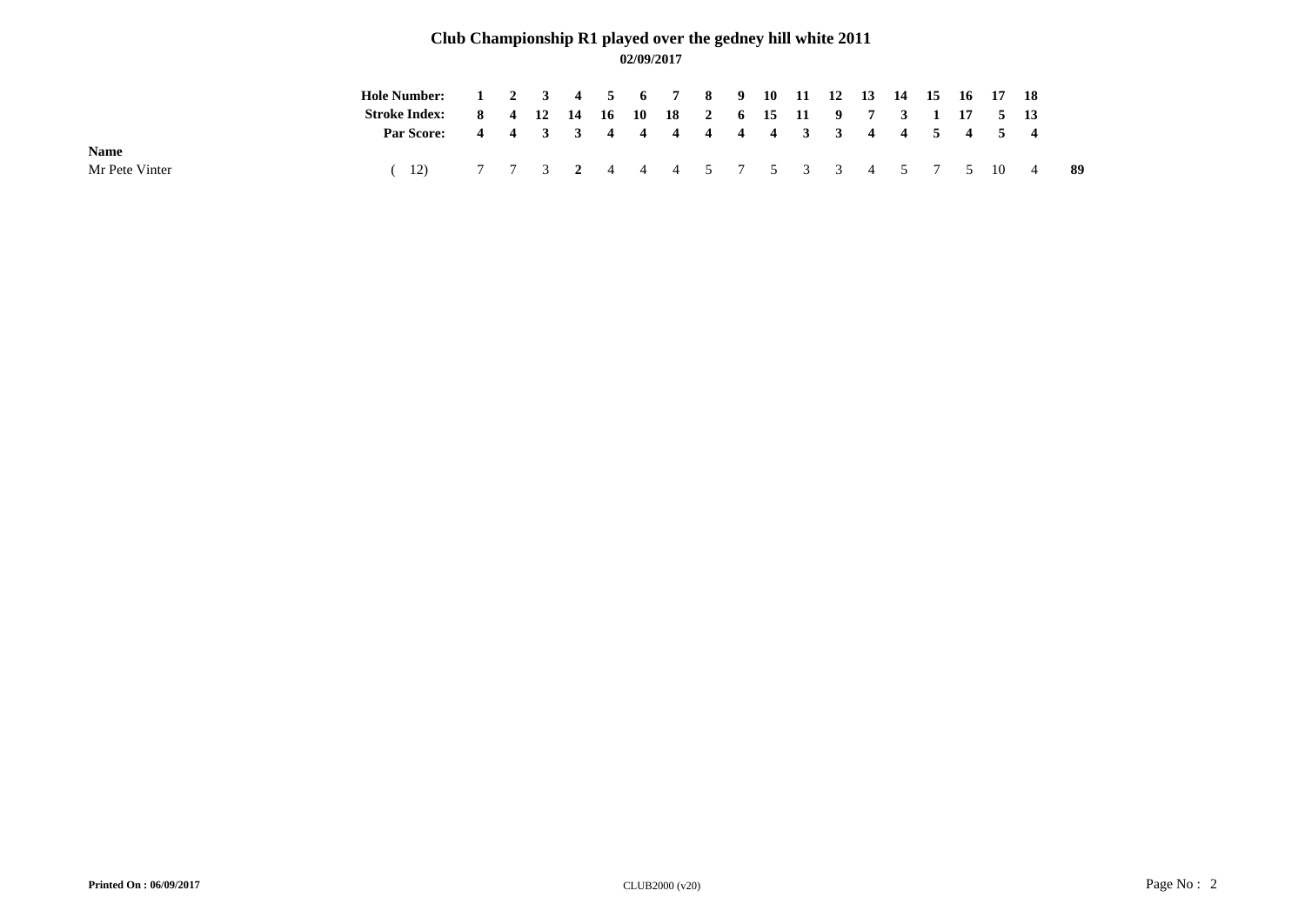# Club Championship R1 played over the gedney hill white 2011

**02/09/2017**

| Name | | 1 | 2 | 3 | 4 | 5 | 6 | 7 | 8 | 9 | 10 | 11 | 12 | 13 | 14 | 15 | 16 | 17 | 18 | |
|---|---|---|---|---|---|---|---|---|---|---|---|---|---|---|---|---|---|---|---|---|
| | **Hole Number:** | **1** | **2** | **3** | **4** | **5** | **6** | **7** | **8** | **9** | **10** | **11** | **12** | **13** | **14** | **15** | **16** | **17** | **18** | |
| | **Stroke Index:** | **8** | **4** | **12** | **14** | **16** | **10** | **18** | **2** | **6** | **15** | **11** | **9** | **7** | **3** | **1** | **17** | **5** | **13** | |
| | **Par Score:** | **4** | **4** | **3** | **3** | **4** | **4** | **4** | **4** | **4** | **4** | **3** | **3** | **4** | **4** | **5** | **4** | **5** | **4** | |
| Mr Pete Vinter | ( 12) | 7 | 7 | 3 | **2** | 4 | 4 | 4 | 5 | 7 | 5 | 3 | 3 | 4 | 5 | 7 | 5 | 10 | 4 | **89** |

**Printed On : 06/09/2017**

CLUB2000 (v20)